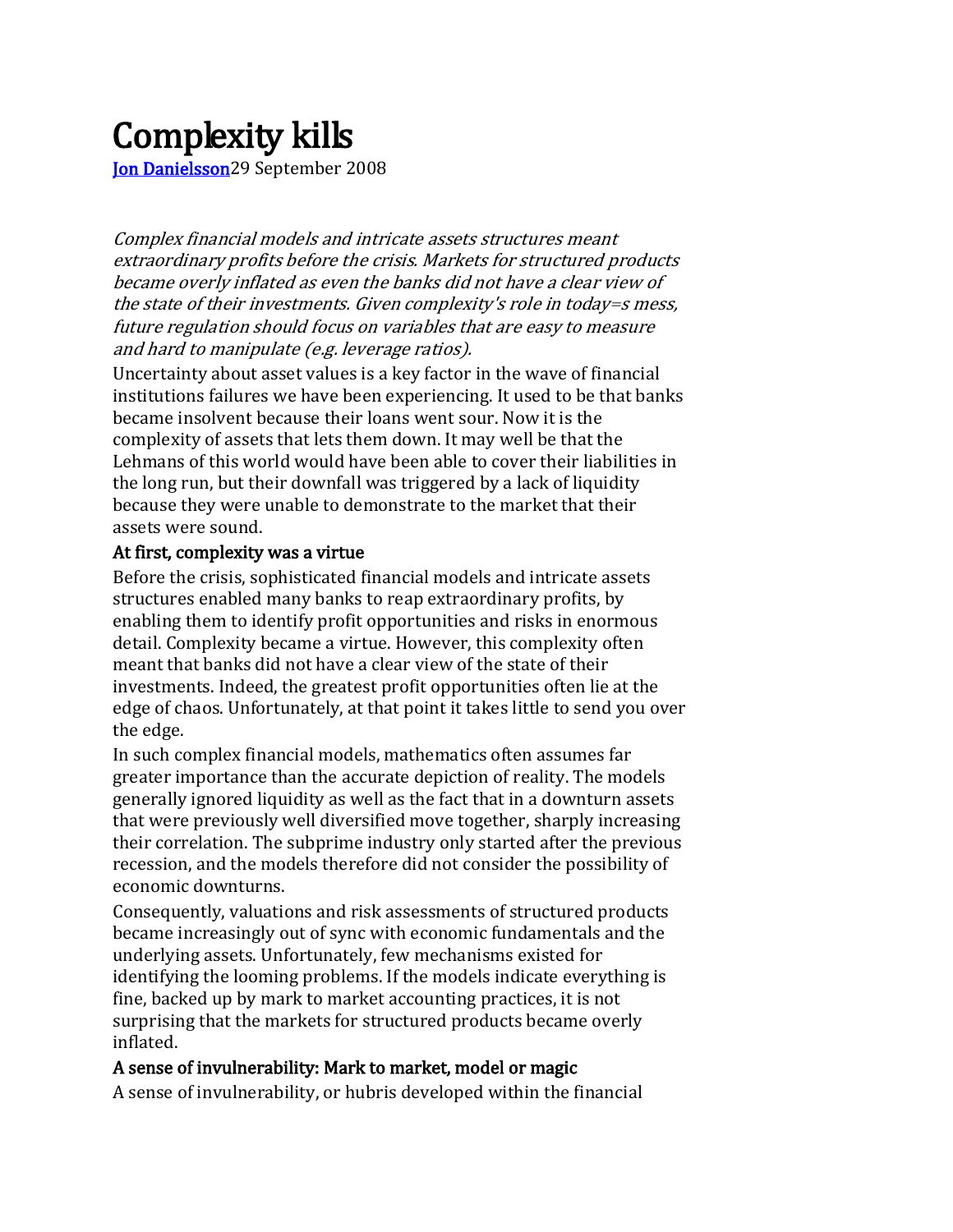# Complexity kills

[Jon Danielsson](Jon Danielsson)29 September 2008

*Complex financial models and intricate assets structures meant extraordinary profits before the crisis. Markets for structured products became overly inflated as even the banks did not have a clear view of the state of their investments. Given complexity's role in today=s mess, future regulation should focus on variables that are easy to measure and hard to manipulate (e.g. leverage ratios).*

Uncertainty about asset values is a key factor in the wave of financial institutions failures we have been experiencing. It used to be that banks became insolvent because their loans went sour. Now it is the complexity of assets that lets them down. It may well be that the Lehmans of this world would have been able to cover their liabilities in the long run, but their downfall was triggered by a lack of liquidity because they were unable to demonstrate to the market that their assets were sound.

### At first, complexity was a virtue

Before the crisis, sophisticated financial models and intricate assets structures enabled many banks to reap extraordinary profits, by enabling them to identify profit opportunities and risks in enormous detail. Complexity became a virtue. However, this complexity often meant that banks did not have a clear view of the state of their investments. Indeed, the greatest profit opportunities often lie at the edge of chaos. Unfortunately, at that point it takes little to send you over the edge.

In such complex financial models, mathematics often assumes far greater importance than the accurate depiction of reality. The models generally ignored liquidity as well as the fact that in a downturn assets that were previously well diversified move together, sharply increasing their correlation. The subprime industry only started after the previous recession, and the models therefore did not consider the possibility of economic downturns.

Consequently, valuations and risk assessments of structured products became increasingly out of sync with economic fundamentals and the underlying assets. Unfortunately, few mechanisms existed for identifying the looming problems. If the models indicate everything is fine, backed up by mark to market accounting practices, it is not surprising that the markets for structured products became overly inflated.

### A sense of invulnerability: Mark to market, model or magic

A sense of invulnerability, or hubris developed within the financial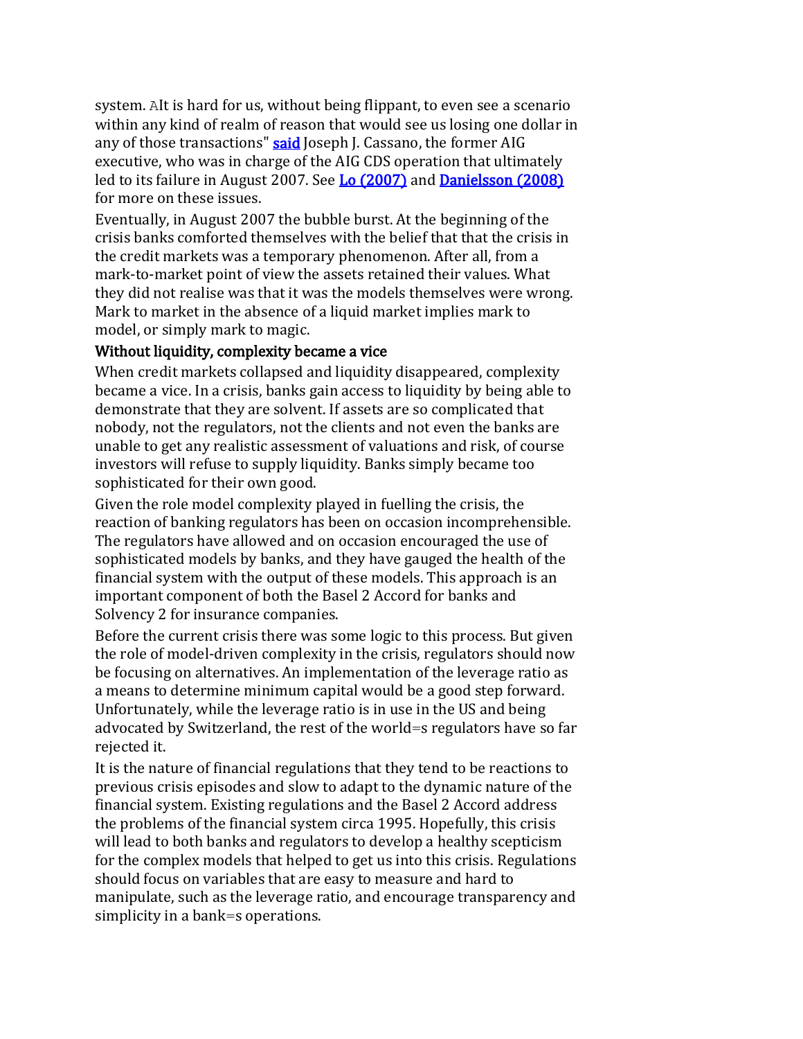system. AIt is hard for us, without being flippant, to even see a scenario within any kind of realm of reason that would see us losing one dollar in any of those transactions" **said** Joseph J. Cassano, the former AIG executive, who was in charge of the AIG CDS operation that ultimately led to its failure in August 2007. See Lo (2007) and Danielsson (2008) for more on these issues.

Eventually, in August 2007 the bubble burst. At the beginning of the crisis banks comforted themselves with the belief that that the crisis in the credit markets was a temporary phenomenon. After all, from a mark-to-market point of view the assets retained their values. What they did not realise was that it was the models themselves were wrong. Mark to market in the absence of a liquid market implies mark to model, or simply mark to magic.

## Without liquidity, complexity became a vice

When credit markets collapsed and liquidity disappeared, complexity became a vice. In a crisis, banks gain access to liquidity by being able to demonstrate that they are solvent. If assets are so complicated that nobody, not the regulators, not the clients and not even the banks are unable to get any realistic assessment of valuations and risk, of course investors will refuse to supply liquidity. Banks simply became too sophisticated for their own good.

Given the role model complexity played in fuelling the crisis, the reaction of banking regulators has been on occasion incomprehensible. The regulators have allowed and on occasion encouraged the use of sophisticated models by banks, and they have gauged the health of the financial system with the output of these models. This approach is an important component of both the Basel 2 Accord for banks and Solvency 2 for insurance companies.

Before the current crisis there was some logic to this process. But given the role of model-driven complexity in the crisis, regulators should now be focusing on alternatives. An implementation of the leverage ratio as a means to determine minimum capital would be a good step forward. Unfortunately, while the leverage ratio is in use in the US and being advocated by Switzerland, the rest of the world=s regulators have so far rejected it.

It is the nature of financial regulations that they tend to be reactions to previous crisis episodes and slow to adapt to the dynamic nature of the financial system. Existing regulations and the Basel 2 Accord address the problems of the financial system circa 1995. Hopefully, this crisis will lead to both banks and regulators to develop a healthy scepticism for the complex models that helped to get us into this crisis. Regulations should focus on variables that are easy to measure and hard to manipulate, such as the leverage ratio, and encourage transparency and simplicity in a bank=s operations.